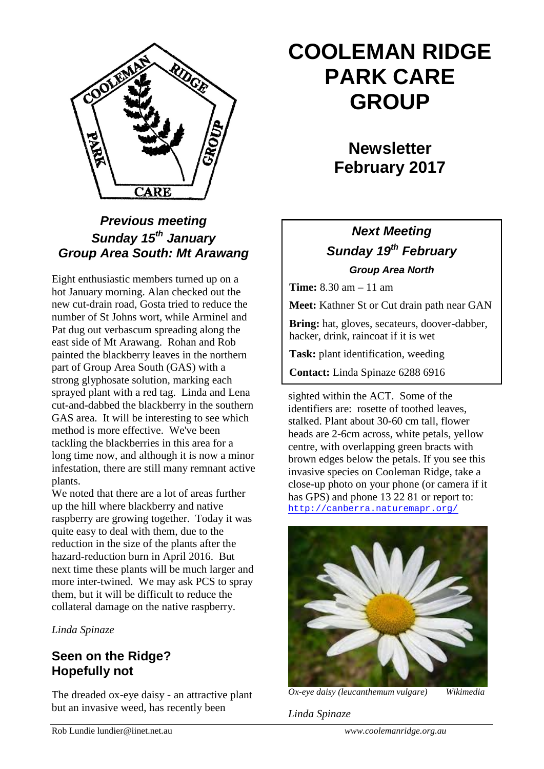# COOLEMAN RIDGE PARK CARE GROUP

## Newsletter February 2017

### *Previous meeting Sunday 15th January Group Area South: Mt Arawang*

Eight enthusiastic members turned up on a hot January morning. Alan checked out the new cut-drain road, Gosta tried to reduce the number of St Johns wort, while Arminel and Pat dug out verbascum spreading along the east side of Mt Arawang. Rohan and Rob painted the blackberry leaves in the northern part of Group Area South (GAS) with a strong glyphosate solution, marking each sprayed plant with a red tag. Linda and Lena cut-and-dabbed the blackberry in the southern GAS area. It will be interesting to see which method is more effective. We've been tackling the blackberries in this area for a long time now, and although it is now a minor infestation, there are still many remnant active plants.

We noted that there are a lot of areas further up the hill where blackberry and native raspberry are growing together. Today it was quite easy to deal with them, due to the reduction in the size of the plants after the hazard-reduction burn in April 2016. But next time these plants will be much larger and more inter-twined. We may ask PCS to spray them, but it will be difficult to reduce the collateral damage on the native raspberry.

*Linda Spinaze*

### *Next Meeting Sunday 19th February*

***Group Area North***

**Time:** 8.30 am – 11 am

**Meet:** Kathner St or Cut drain path near GAN

**Bring:** hat, gloves, secateurs, doover-dabber, hacker, drink, raincoat if it is wet

**Task:** plant identification, weeding

**Contact:** Linda Spinaze 6288 6916

## Seen on the Ridge? Hopefully not

The dreaded ox-eye daisy - an attractive plant but an invasive weed, has recently been sighted within the ACT. Some of the identifiers are: rosette of toothed leaves, stalked. Plant about 30-60 cm tall, flower heads are 2-6cm across, white petals, yellow centre, with overlapping green bracts with brown edges below the petals. If you see this invasive species on Cooleman Ridge, take a close-up photo on your phone (or camera if it has GPS) and phone 13 22 81 or report to: http://canberra.naturemapr.org/

*Ox-eye daisy (leucanthemum vulgare)* *Wikimedia*

*Linda Spinaze*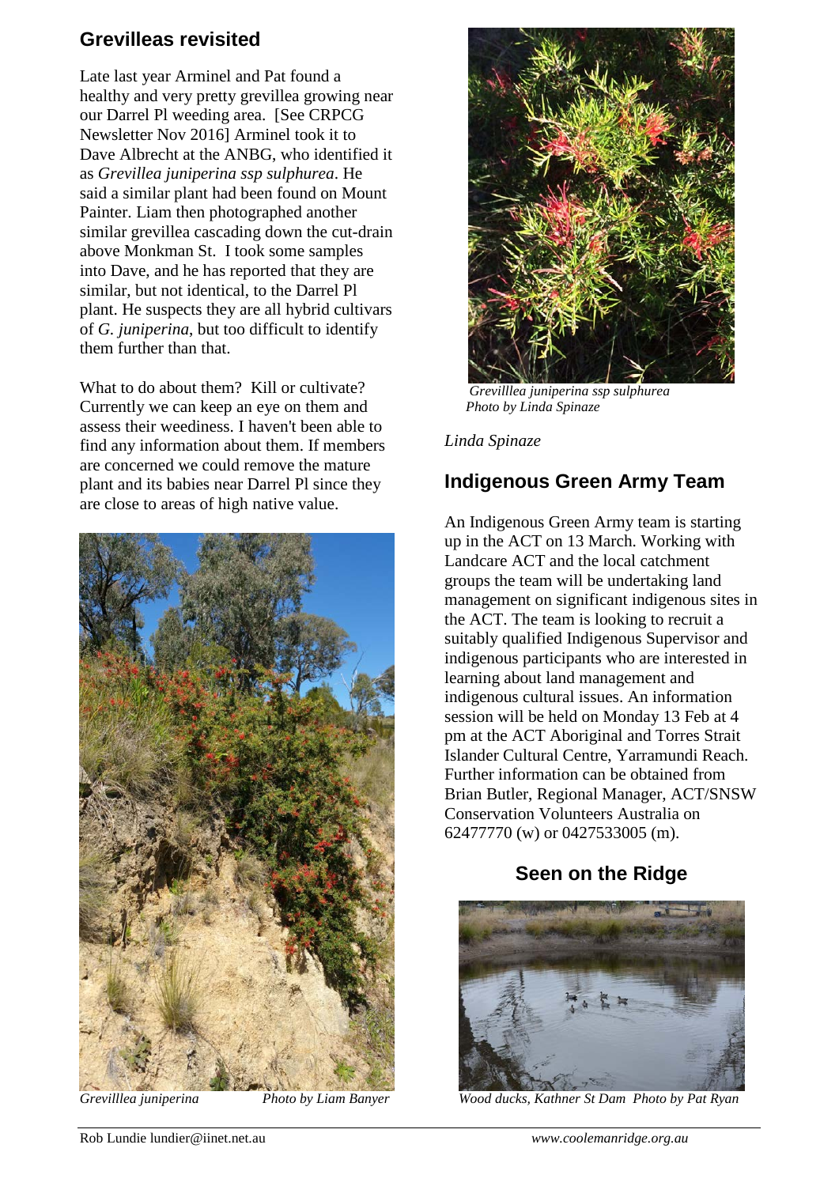## Grevilleas revisited

Late last year Arminel and Pat found a healthy and very pretty grevillea growing near our Darrel Pl weeding area. [See CRPCG Newsletter Nov 2016] Arminel took it to Dave Albrecht at the ANBG, who identified it as *Grevillea juniperina ssp sulphurea*. He said a similar plant had been found on Mount Painter. Liam then photographed another similar grevillea cascading down the cut-drain above Monkman St. I took some samples into Dave, and he has reported that they are similar, but not identical, to the Darrel Pl plant. He suspects they are all hybrid cultivars of *G. juniperina*, but too difficult to identify them further than that.

What to do about them? Kill or cultivate? Currently we can keep an eye on them and assess their weediness. I haven't been able to find any information about them. If members are concerned we could remove the mature plant and its babies near Darrel Pl since they are close to areas of high native value.

*Grevilllea juniperina* *Photo by Liam Banyer*

*Grevilllea juniperina ssp sulphurea*
*Photo by Linda Spinaze*

*Linda Spinaze*

## Indigenous Green Army Team

An Indigenous Green Army team is starting up in the ACT on 13 March. Working with Landcare ACT and the local catchment groups the team will be undertaking land management on significant indigenous sites in the ACT. The team is looking to recruit a suitably qualified Indigenous Supervisor and indigenous participants who are interested in learning about land management and indigenous cultural issues. An information session will be held on Monday 13 Feb at 4 pm at the ACT Aboriginal and Torres Strait Islander Cultural Centre, Yarramundi Reach. Further information can be obtained from Brian Butler, Regional Manager, ACT/NSW Conservation Volunteers Australia on 62477770 (w) or 0427533005 (m).

## Seen on the Ridge

*Wood ducks, Kathner St Dam Photo by Pat Ryan*

Rob Lundie lundier@iinet.net.au

*www.coolemanridge.org.au*